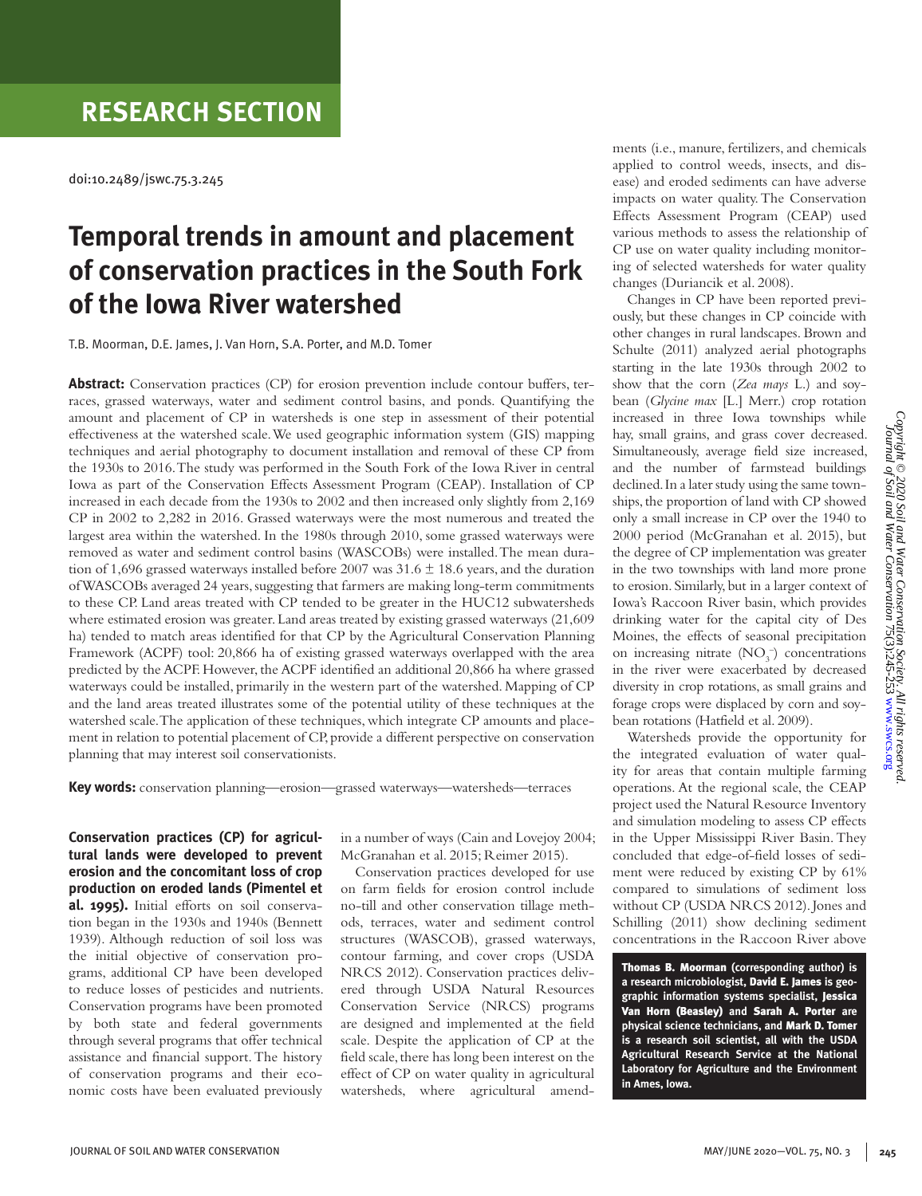RESEARCH SECTION

doi:10.2489/jswc.75.3.245

# Temporal trends in amount and placement of conservation practices in the South Fork of the Iowa River watershed

T.B. Moorman, D.E. James, J. Van Horn, S.A. Porter, and M.D. Tomer

**Abstract:** Conservation practices (CP) for erosion prevention include contour buffers, terraces, grassed waterways, water and sediment control basins, and ponds. Quantifying the amount and placement of CP in watersheds is one step in assessment of their potential effectiveness at the watershed scale. We used geographic information system (GIS) mapping techniques and aerial photography to document installation and removal of these CP from the 1930s to 2016. The study was performed in the South Fork of the Iowa River in central Iowa as part of the Conservation Effects Assessment Program (CEAP). Installation of CP increased in each decade from the 1930s to 2002 and then increased only slightly from 2,169 CP in 2002 to 2,282 in 2016. Grassed waterways were the most numerous and treated the largest area within the watershed. In the 1980s through 2010, some grassed waterways were removed as water and sediment control basins (WASCOBs) were installed. The mean duration of 1,696 grassed waterways installed before 2007 was 31.6 ± 18.6 years, and the duration of WASCOBs averaged 24 years, suggesting that farmers are making long-term commitments to these CP. Land areas treated with CP tended to be greater in the HUC12 subwatersheds where estimated erosion was greater. Land areas treated by existing grassed waterways (21,609 ha) tended to match areas identified for that CP by the Agricultural Conservation Planning Framework (ACPF) tool: 20,866 ha of existing grassed waterways overlapped with the area predicted by the ACPF. However, the ACPF identified an additional 20,866 ha where grassed waterways could be installed, primarily in the western part of the watershed. Mapping of CP and the land areas treated illustrates some of the potential utility of these techniques at the watershed scale. The application of these techniques, which integrate CP amounts and placement in relation to potential placement of CP, provide a different perspective on conservation planning that may interest soil conservationists.

**Key words:** conservation planning—erosion—grassed waterways—watersheds—terraces

**Conservation practices (CP) for agricultural lands were developed to prevent erosion and the concomitant loss of crop production on eroded lands (Pimentel et al. 1995).** Initial efforts on soil conservation began in the 1930s and 1940s (Bennett 1939). Although reduction of soil loss was the initial objective of conservation programs, additional CP have been developed to reduce losses of pesticides and nutrients. Conservation programs have been promoted by both state and federal governments through several programs that offer technical assistance and financial support. The history of conservation programs and their economic costs have been evaluated previously in a number of ways (Cain and Lovejoy 2004; McGranahan et al. 2015; Reimer 2015).

Conservation practices developed for use on farm fields for erosion control include no-till and other conservation tillage methods, terraces, water and sediment control structures (WASCOB), grassed waterways, contour farming, and cover crops (USDA NRCS 2012). Conservation practices delivered through USDA Natural Resources Conservation Service (NRCS) programs are designed and implemented at the field scale. Despite the application of CP at the field scale, there has long been interest on the effect of CP on water quality in agricultural watersheds, where agricultural amendments (i.e., manure, fertilizers, and chemicals applied to control weeds, insects, and disease) and eroded sediments can have adverse impacts on water quality. The Conservation Effects Assessment Program (CEAP) used various methods to assess the relationship of CP use on water quality including monitoring of selected watersheds for water quality changes (Duriancik et al. 2008).

Changes in CP have been reported previously, but these changes in CP coincide with other changes in rural landscapes. Brown and Schulte (2011) analyzed aerial photographs starting in the late 1930s through 2002 to show that the corn (*Zea mays* L.) and soybean (*Glycine max* [L.] Merr.) crop rotation increased in three Iowa townships while hay, small grains, and grass cover decreased. Simultaneously, average field size increased, and the number of farmstead buildings declined. In a later study using the same townships, the proportion of land with CP showed only a small increase in CP over the 1940 to 2000 period (McGranahan et al. 2015), but the degree of CP implementation was greater in the two townships with land more prone to erosion. Similarly, but in a larger context of Iowa's Raccoon River basin, which provides drinking water for the capital city of Des Moines, the effects of seasonal precipitation on increasing nitrate ($NO_3^-$) concentrations in the river were exacerbated by decreased diversity in crop rotations, as small grains and forage crops were displaced by corn and soybean rotations (Hatfield et al. 2009).

Watersheds provide the opportunity for the integrated evaluation of water quality for areas that contain multiple farming operations. At the regional scale, the CEAP project used the Natural Resource Inventory and simulation modeling to assess CP effects in the Upper Mississippi River Basin. They concluded that edge-of-field losses of sediment were reduced by existing CP by 61% compared to simulations of sediment loss without CP (USDA NRCS 2012). Jones and Schilling (2011) show declining sediment concentrations in the Raccoon River above

**Thomas B. Moorman** **(corresponding author) is a research microbiologist,** **David E. James** **is geographic information systems specialist,** **Jessica Van Horn (Beasley)** **and** **Sarah A. Porter** **are physical science technicians, and** **Mark D. Tomer** **is a research soil scientist, all with the USDA Agricultural Research Service at the National Laboratory for Agriculture and the Environment in Ames, Iowa.**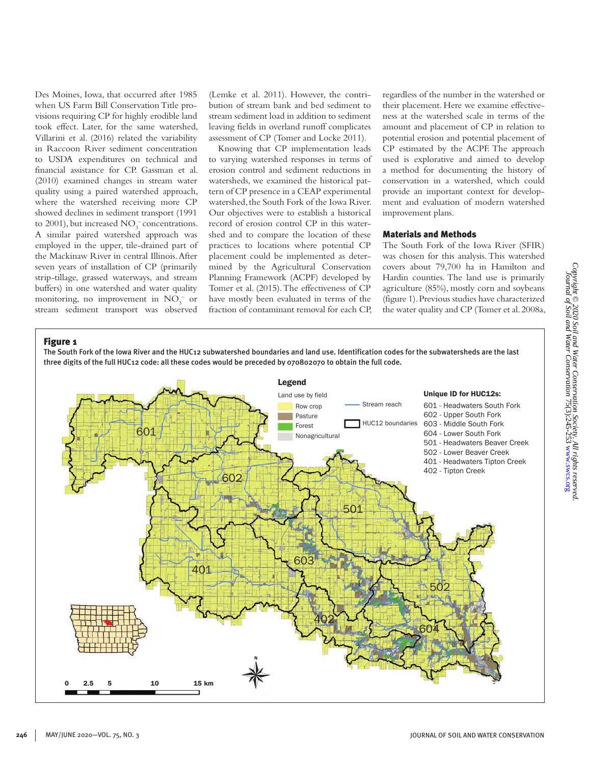Des Moines, Iowa, that occurred after 1985 when US Farm Bill Conservation Title provisions requiring CP for highly erodible land took effect. Later, for the same watershed, Villarini et al. (2016) related the variability in Raccoon River sediment concentration to USDA expenditures on technical and financial assistance for CP. Gassman et al. (2010) examined changes in stream water quality using a paired watershed approach, where the watershed receiving more CP showed declines in sediment transport (1991 to 2001), but increased $NO_3^-$ concentrations. A similar paired watershed approach was employed in the upper, tile-drained part of the Mackinaw River in central Illinois. After seven years of installation of CP (primarily strip-tillage, grassed waterways, and stream buffers) in one watershed and water quality monitoring, no improvement in $NO_3^-$ or stream sediment transport was observed (Lemke et al. 2011). However, the contribution of stream bank and bed sediment to stream sediment load in addition to sediment leaving fields in overland runoff complicates assessment of CP (Tomer and Locke 2011).

Knowing that CP implementation leads to varying watershed responses in terms of erosion control and sediment reductions in watersheds, we examined the historical pattern of CP presence in a CEAP experimental watershed, the South Fork of the Iowa River. Our objectives were to establish a historical record of erosion control CP in this watershed and to compare the location of these practices to locations where potential CP placement could be implemented as determined by the Agricultural Conservation Planning Framework (ACPF) developed by Tomer et al. (2015). The effectiveness of CP have mostly been evaluated in terms of the fraction of contaminant removal for each CP, regardless of the number in the watershed or their placement. Here we examine effectiveness at the watershed scale in terms of the amount and placement of CP in relation to potential erosion and potential placement of CP estimated by the ACPF. The approach used is explorative and aimed to develop a method for documenting the history of conservation in a watershed, which could provide an important context for development and evaluation of modern watershed improvement plans.

## Materials and Methods

The South Fork of the Iowa River (SFIR) was chosen for this analysis. This watershed covers about 79,700 ha in Hamilton and Hardin counties. The land use is primarily agriculture (85%), mostly corn and soybeans (figure 1). Previous studies have characterized the water quality and CP (Tomer et al. 2008a,

**Figure 1**

The South Fork of the Iowa River and the HUC12 subwatershed boundaries and land use. Identification codes for the subwatersheds are the last three digits of the full HUC12 code: all these codes would be preceded by 070802070 to obtain the full code.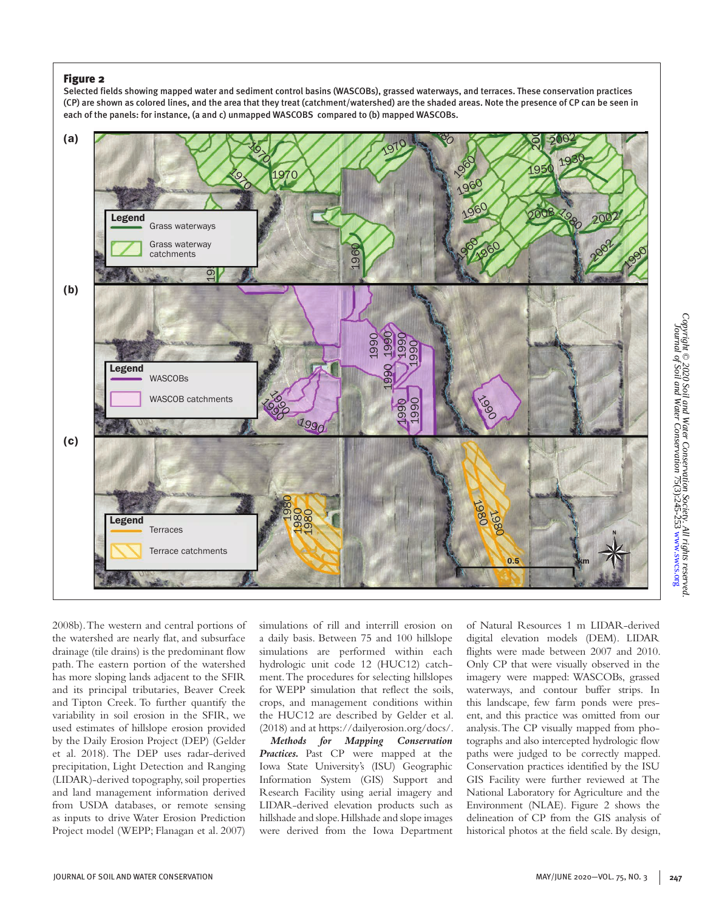**Figure 2**

Selected fields showing mapped water and sediment control basins (WASCOBs), grassed waterways, and terraces. These conservation practices (CP) are shown as colored lines, and the area that they treat (catchment/watershed) are the shaded areas. Note the presence of CP can be seen in each of the panels: for instance, (a and c) unmapped WASCOBS compared to (b) mapped WASCOBs.

2008b). The western and central portions of the watershed are nearly flat, and subsurface drainage (tile drains) is the predominant flow path. The eastern portion of the watershed has more sloping lands adjacent to the SFIR and its principal tributaries, Beaver Creek and Tipton Creek. To further quantify the variability in soil erosion in the SFIR, we used estimates of hillslope erosion provided by the Daily Erosion Project (DEP) (Gelder et al. 2018). The DEP uses radar-derived precipitation, Light Detection and Ranging (LIDAR)-derived topography, soil properties and land management information derived from USDA databases, or remote sensing as inputs to drive Water Erosion Prediction Project model (WEPP; Flanagan et al. 2007) simulations of rill and interrill erosion on a daily basis. Between 75 and 100 hillslope simulations are performed within each hydrologic unit code 12 (HUC12) catchment. The procedures for selecting hillslopes for WEPP simulation that reflect the soils, crops, and management conditions within the HUC12 are described by Gelder et al. (2018) and at https://dailyerosion.org/docs/.

***Methods for Mapping Conservation Practices.*** Past CP were mapped at the Iowa State University's (ISU) Geographic Information System (GIS) Support and Research Facility using aerial imagery and LIDAR-derived elevation products such as hillshade and slope. Hillshade and slope images were derived from the Iowa Department of Natural Resources 1 m LIDAR-derived digital elevation models (DEM). LIDAR flights were made between 2007 and 2010. Only CP that were visually observed in the imagery were mapped: WASCOBs, grassed waterways, and contour buffer strips. In this landscape, few farm ponds were present, and this practice was omitted from our analysis. The CP visually mapped from photographs and also intercepted hydrologic flow paths were judged to be correctly mapped. Conservation practices identified by the ISU GIS Facility were further reviewed at The National Laboratory for Agriculture and the Environment (NLAE). Figure 2 shows the delineation of CP from the GIS analysis of historical photos at the field scale. By design,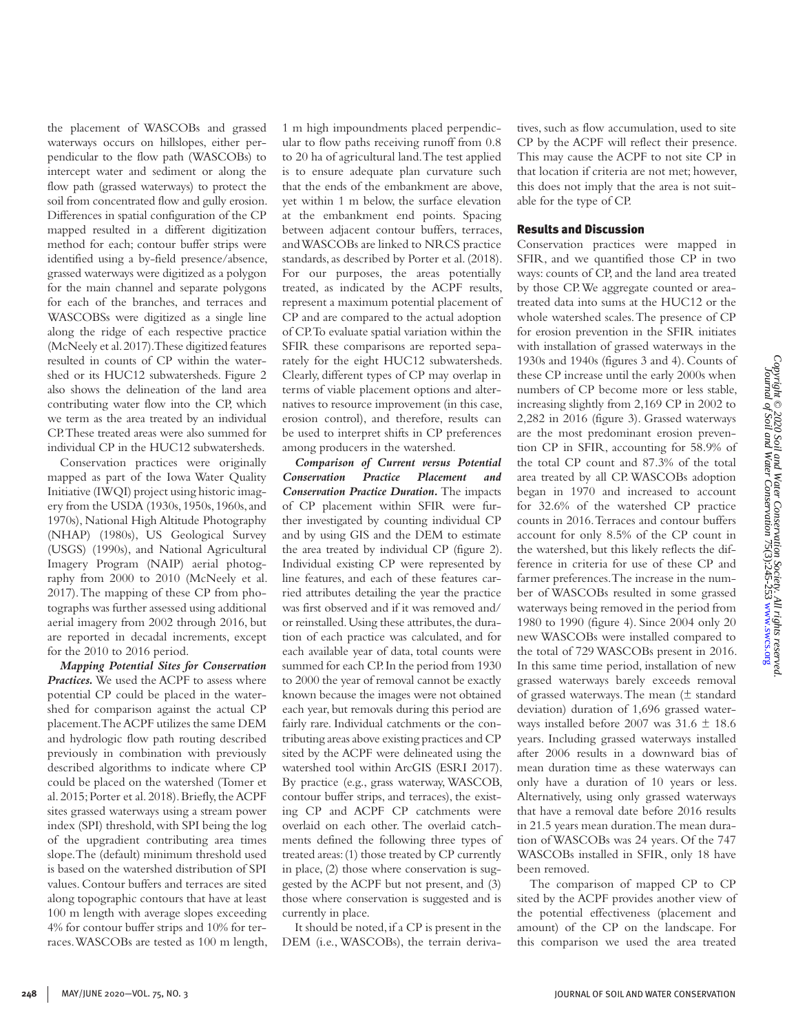the placement of WASCOBs and grassed waterways occurs on hillslopes, either perpendicular to the flow path (WASCOBs) to intercept water and sediment or along the flow path (grassed waterways) to protect the soil from concentrated flow and gully erosion. Differences in spatial configuration of the CP mapped resulted in a different digitization method for each; contour buffer strips were identified using a by-field presence/absence, grassed waterways were digitized as a polygon for the main channel and separate polygons for each of the branches, and terraces and WASCOBSs were digitized as a single line along the ridge of each respective practice (McNeely et al. 2017). These digitized features resulted in counts of CP within the watershed or its HUC12 subwatersheds. Figure 2 also shows the delineation of the land area contributing water flow into the CP, which we term as the area treated by an individual CP. These treated areas were also summed for individual CP in the HUC12 subwatersheds.

Conservation practices were originally mapped as part of the Iowa Water Quality Initiative (IWQI) project using historic imagery from the USDA (1930s, 1950s, 1960s, and 1970s), National High Altitude Photography (NHAP) (1980s), US Geological Survey (USGS) (1990s), and National Agricultural Imagery Program (NAIP) aerial photography from 2000 to 2010 (McNeely et al. 2017). The mapping of these CP from photographs was further assessed using additional aerial imagery from 2002 through 2016, but are reported in decadal increments, except for the 2010 to 2016 period.

***Mapping Potential Sites for Conservation Practices.*** We used the ACPF to assess where potential CP could be placed in the watershed for comparison against the actual CP placement. The ACPF utilizes the same DEM and hydrologic flow path routing described previously in combination with previously described algorithms to indicate where CP could be placed on the watershed (Tomer et al. 2015; Porter et al. 2018). Briefly, the ACPF sites grassed waterways using a stream power index (SPI) threshold, with SPI being the log of the upgradient contributing area times slope. The (default) minimum threshold used is based on the watershed distribution of SPI values. Contour buffers and terraces are sited along topographic contours that have at least 100 m length with average slopes exceeding 4% for contour buffer strips and 10% for terraces. WASCOBs are tested as 100 m length, 1 m high impoundments placed perpendicular to flow paths receiving runoff from 0.8 to 20 ha of agricultural land. The test applied is to ensure adequate plan curvature such that the ends of the embankment are above, yet within 1 m below, the surface elevation at the embankment end points. Spacing between adjacent contour buffers, terraces, and WASCOBs are linked to NRCS practice standards, as described by Porter et al. (2018). For our purposes, the areas potentially treated, as indicated by the ACPF results, represent a maximum potential placement of CP and are compared to the actual adoption of CP. To evaluate spatial variation within the SFIR these comparisons are reported separately for the eight HUC12 subwatersheds. Clearly, different types of CP may overlap in terms of viable placement options and alternatives to resource improvement (in this case, erosion control), and therefore, results can be used to interpret shifts in CP preferences among producers in the watershed.

***Comparison of Current versus Potential Conservation Practice Placement and Conservation Practice Duration.*** The impacts of CP placement within SFIR were further investigated by counting individual CP and by using GIS and the DEM to estimate the area treated by individual CP (figure 2). Individual existing CP were represented by line features, and each of these features carried attributes detailing the year the practice was first observed and if it was removed and/or reinstalled. Using these attributes, the duration of each practice was calculated, and for each available year of data, total counts were summed for each CP. In the period from 1930 to 2000 the year of removal cannot be exactly known because the images were not obtained each year, but removals during this period are fairly rare. Individual catchments or the contributing areas above existing practices and CP sited by the ACPF were delineated using the watershed tool within ArcGIS (ESRI 2017). By practice (e.g., grass waterway, WASCOB, contour buffer strips, and terraces), the existing CP and ACPF CP catchments were overlaid on each other. The overlaid catchments defined the following three types of treated areas: (1) those treated by CP currently in place, (2) those where conservation is suggested by the ACPF but not present, and (3) those where conservation is suggested and is currently in place.

It should be noted, if a CP is present in the DEM (i.e., WASCOBs), the terrain derivatives, such as flow accumulation, used to site CP by the ACPF will reflect their presence. This may cause the ACPF to not site CP in that location if criteria are not met; however, this does not imply that the area is not suitable for the type of CP.

## Results and Discussion

Conservation practices were mapped in SFIR, and we quantified those CP in two ways: counts of CP, and the land area treated by those CP. We aggregate counted or area-treated data into sums at the HUC12 or the whole watershed scales. The presence of CP for erosion prevention in the SFIR initiates with installation of grassed waterways in the 1930s and 1940s (figures 3 and 4). Counts of these CP increase until the early 2000s when numbers of CP become more or less stable, increasing slightly from 2,169 CP in 2002 to 2,282 in 2016 (figure 3). Grassed waterways are the most predominant erosion prevention CP in SFIR, accounting for 58.9% of the total CP count and 87.3% of the total area treated by all CP. WASCOBs adoption began in 1970 and increased to account for 32.6% of the watershed CP practice counts in 2016. Terraces and contour buffers account for only 8.5% of the CP count in the watershed, but this likely reflects the difference in criteria for use of these CP and farmer preferences. The increase in the number of WASCOBs resulted in some grassed waterways being removed in the period from 1980 to 1990 (figure 4). Since 2004 only 20 new WASCOBs were installed compared to the total of 729 WASCOBs present in 2016. In this same time period, installation of new grassed waterways barely exceeds removal of grassed waterways. The mean (± standard deviation) duration of 1,696 grassed waterways installed before 2007 was 31.6 ± 18.6 years. Including grassed waterways installed after 2006 results in a downward bias of mean duration time as these waterways can only have a duration of 10 years or less. Alternatively, using only grassed waterways that have a removal date before 2016 results in 21.5 years mean duration. The mean duration of WASCOBs was 24 years. Of the 747 WASCOBs installed in SFIR, only 18 have been removed.

The comparison of mapped CP to CP sited by the ACPF provides another view of the potential effectiveness (placement and amount) of the CP on the landscape. For this comparison we used the area treated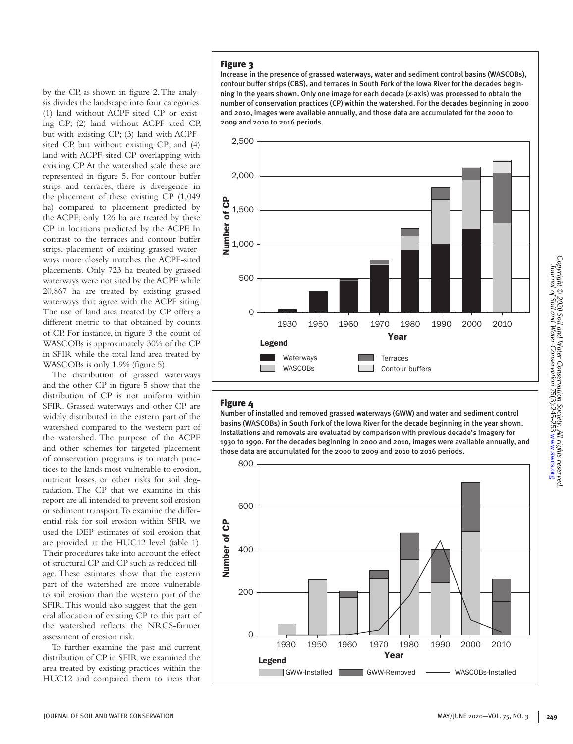by the CP, as shown in figure 2. The analysis divides the landscape into four categories: (1) land without ACPF-sited CP or existing CP; (2) land without ACPF-sited CP, but with existing CP; (3) land with ACPF-sited CP, but without existing CP; and (4) land with ACPF-sited CP overlapping with existing CP. At the watershed scale these are represented in figure 5. For contour buffer strips and terraces, there is divergence in the placement of these existing CP (1,049 ha) compared to placement predicted by the ACPF; only 126 ha are treated by these CP in locations predicted by the ACPF. In contrast to the terraces and contour buffer strips, placement of existing grassed waterways more closely matches the ACPF-sited placements. Only 723 ha treated by grassed waterways were not sited by the ACPF while 20,867 ha are treated by existing grassed waterways that agree with the ACPF siting. The use of land area treated by CP offers a different metric to that obtained by counts of CP. For instance, in figure 3 the count of WASCOBs is approximately 30% of the CP in SFIR while the total land area treated by WASCOBs is only 1.9% (figure 5).

The distribution of grassed waterways and the other CP in figure 5 show that the distribution of CP is not uniform within SFIR. Grassed waterways and other CP are widely distributed in the eastern part of the watershed compared to the western part of the watershed. The purpose of the ACPF and other schemes for targeted placement of conservation programs is to match practices to the lands most vulnerable to erosion, nutrient losses, or other risks for soil degradation. The CP that we examine in this report are all intended to prevent soil erosion or sediment transport. To examine the differential risk for soil erosion within SFIR we used the DEP estimates of soil erosion that are provided at the HUC12 level (table 1). Their procedures take into account the effect of structural CP and CP such as reduced tillage. These estimates show that the eastern part of the watershed are more vulnerable to soil erosion than the western part of the SFIR. This would also suggest that the general allocation of existing CP to this part of the watershed reflects the NRCS-farmer assessment of erosion risk.

To further examine the past and current distribution of CP in SFIR we examined the area treated by existing practices within the HUC12 and compared them to areas that

**Figure 3**

Increase in the presence of grassed waterways, water and sediment control basins (WASCOBs), contour buffer strips (CBS), and terraces in South Fork of the Iowa River for the decades beginning in the years shown. Only one image for each decade (*x*-axis) was processed to obtain the number of conservation practices (CP) within the watershed. For the decades beginning in 2000 and 2010, images were available annually, and those data are accumulated for the 2000 to 2009 and 2010 to 2016 periods.

**Figure 4**

Number of installed and removed grassed waterways (GWW) and water and sediment control basins (WASCOBs) in South Fork of the Iowa River for the decade beginning in the year shown. Installations and removals are evaluated by comparison with previous decade's imagery for 1930 to 1990. For the decades beginning in 2000 and 2010, images were available annually, and those data are accumulated for the 2000 to 2009 and 2010 to 2016 periods.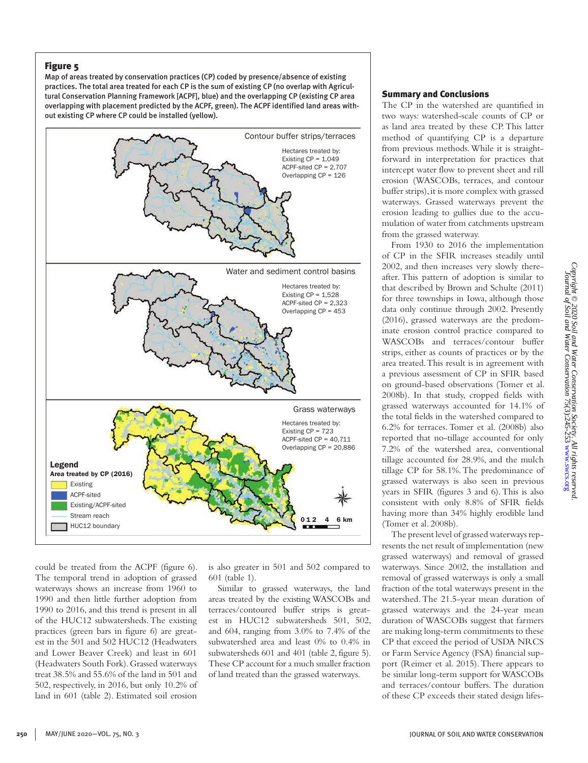## Figure 5

Map of areas treated by conservation practices (CP) coded by presence/absence of existing practices. The total area treated for each CP is the sum of existing CP (no overlap with Agricultural Conservation Planning Framework [ACPF], blue) and the overlapping CP (existing CP area overlapping with placement predicted by the ACPF, green). The ACPF identified land areas without existing CP where CP could be installed (yellow).

could be treated from the ACPF (figure 6). The temporal trend in adoption of grassed waterways shows an increase from 1960 to 1990 and then little further adoption from 1990 to 2016, and this trend is present in all of the HUC12 subwatersheds. The existing practices (green bars in figure 6) are greatest in the 501 and 502 HUC12 (Headwaters and Lower Beaver Creek) and least in 601 (Headwaters South Fork). Grassed waterways treat 38.5% and 55.6% of the land in 501 and 502, respectively, in 2016, but only 10.2% of land in 601 (table 2). Estimated soil erosion is also greater in 501 and 502 compared to 601 (table 1).

Similar to grassed waterways, the land areas treated by the existing WASCOBs and terraces/contoured buffer strips is greatest in HUC12 subwatersheds 501, 502, and 604, ranging from 3.0% to 7.4% of the subwatershed area and least 0% to 0.4% in subwatersheds 601 and 401 (table 2, figure 5). These CP account for a much smaller fraction of land treated than the grassed waterways.

## Summary and Conclusions

The CP in the watershed are quantified in two ways: watershed-scale counts of CP or as land area treated by these CP. This latter method of quantifying CP is a departure from previous methods. While it is straightforward in interpretation for practices that intercept water flow to prevent sheet and rill erosion (WASCOBs, terraces, and contour buffer strips), it is more complex with grassed waterways. Grassed waterways prevent the erosion leading to gullies due to the accumulation of water from catchments upstream from the grassed waterway.

From 1930 to 2016 the implementation of CP in the SFIR increases steadily until 2002, and then increases very slowly thereafter. This pattern of adoption is similar to that described by Brown and Schulte (2011) for three townships in Iowa, although those data only continue through 2002. Presently (2016), grassed waterways are the predominate erosion control practice compared to WASCOBs and terraces/contour buffer strips, either as counts of practices or by the area treated. This result is in agreement with a previous assessment of CP in SFIR based on ground-based observations (Tomer et al. 2008b). In that study, cropped fields with grassed waterways accounted for 14.1% of the total fields in the watershed compared to 6.2% for terraces. Tomer et al. (2008b) also reported that no-tillage accounted for only 7.2% of the watershed area, conventional tillage accounted for 28.9%, and the mulch tillage CP for 58.1%. The predominance of grassed waterways is also seen in previous years in SFIR (figures 3 and 6). This is also consistent with only 8.8% of SFIR fields having more than 34% highly erodible land (Tomer et al. 2008b).

The present level of grassed waterways represents the net result of implementation (new grassed waterways) and removal of grassed waterways. Since 2002, the installation and removal of grassed waterways is only a small fraction of the total waterways present in the watershed. The 21.5-year mean duration of grassed waterways and the 24-year mean duration of WASCOBs suggest that farmers are making long-term commitments to these CP that exceed the period of USDA NRCS or Farm Service Agency (FSA) financial support (Reimer et al. 2015). There appears to be similar long-term support for WASCOBs and terraces/contour buffers. The duration of these CP exceeds their stated design lifes-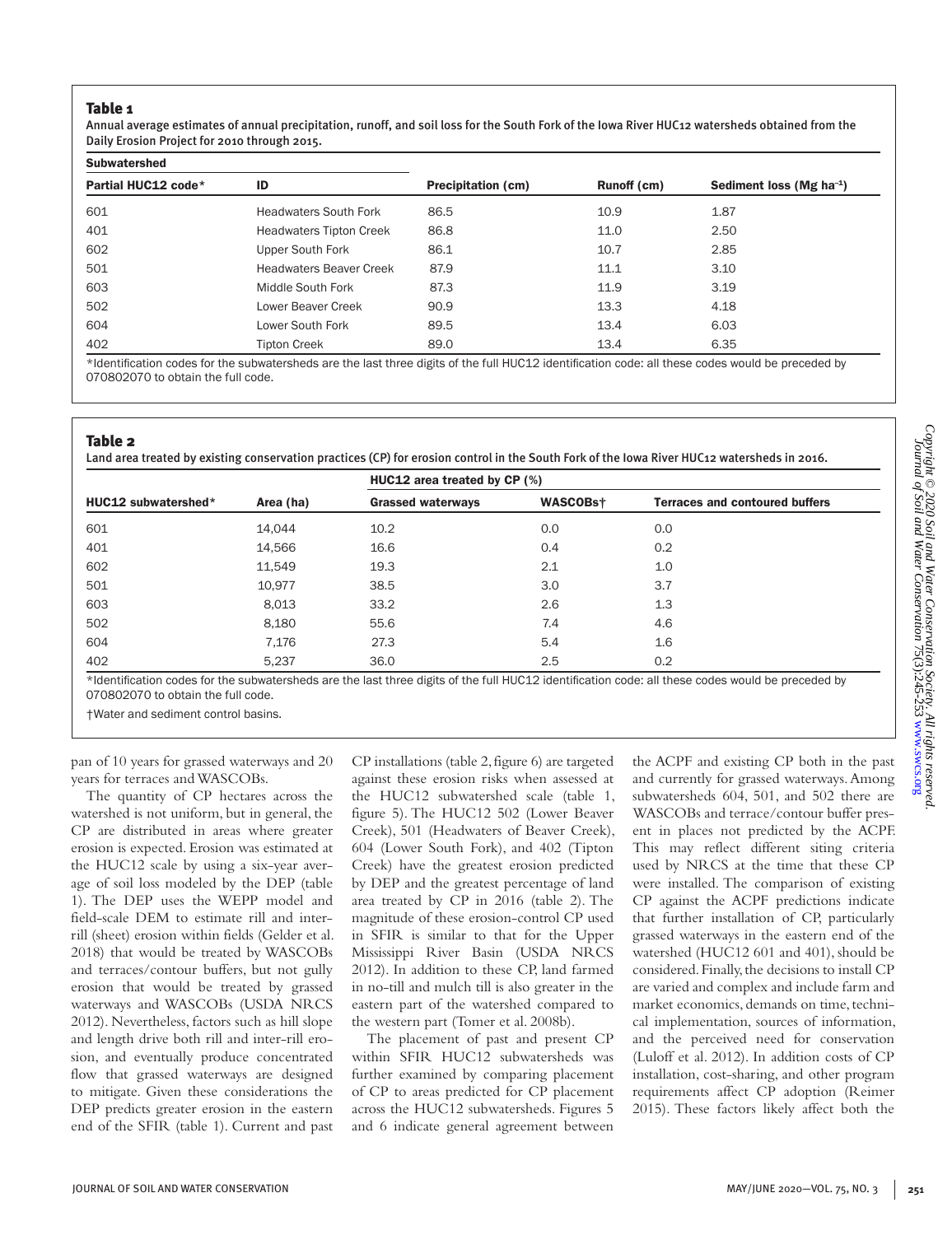### Table 1

Annual average estimates of annual precipitation, runoff, and soil loss for the South Fork of the Iowa River HUC12 watersheds obtained from the Daily Erosion Project for 2010 through 2015.

| Subwatershed | | | | |
|---|---|---|---|---|
| Partial HUC12 code* | ID | Precipitation (cm) | Runoff (cm) | Sediment loss (Mg ha$^{-1}$) |
| 601 | Headwaters South Fork | 86.5 | 10.9 | 1.87 |
| 401 | Headwaters Tipton Creek | 86.8 | 11.0 | 2.50 |
| 602 | Upper South Fork | 86.1 | 10.7 | 2.85 |
| 501 | Headwaters Beaver Creek | 87.9 | 11.1 | 3.10 |
| 603 | Middle South Fork | 87.3 | 11.9 | 3.19 |
| 502 | Lower Beaver Creek | 90.9 | 13.3 | 4.18 |
| 604 | Lower South Fork | 89.5 | 13.4 | 6.03 |
| 402 | Tipton Creek | 89.0 | 13.4 | 6.35 |

*Identification codes for the subwatersheds are the last three digits of the full HUC12 identification code: all these codes would be preceded by 070802070 to obtain the full code.

### Table 2

Land area treated by existing conservation practices (CP) for erosion control in the South Fork of the Iowa River HUC12 watersheds in 2016.

| | | HUC12 area treated by CP (%) | | |
|---|---|---|---|---|
| HUC12 subwatershed* | Area (ha) | Grassed waterways | WASCOBs† | Terraces and contoured buffers |
| 601 | 14,044 | 10.2 | 0.0 | 0.0 |
| 401 | 14,566 | 16.6 | 0.4 | 0.2 |
| 602 | 11,549 | 19.3 | 2.1 | 1.0 |
| 501 | 10,977 | 38.5 | 3.0 | 3.7 |
| 603 | 8,013 | 33.2 | 2.6 | 1.3 |
| 502 | 8,180 | 55.6 | 7.4 | 4.6 |
| 604 | 7,176 | 27.3 | 5.4 | 1.6 |
| 402 | 5,237 | 36.0 | 2.5 | 0.2 |

*Identification codes for the subwatersheds are the last three digits of the full HUC12 identification code: all these codes would be preceded by 070802070 to obtain the full code.

†Water and sediment control basins.

pan of 10 years for grassed waterways and 20 years for terraces and WASCOBs.

The quantity of CP hectares across the watershed is not uniform, but in general, the CP are distributed in areas where greater erosion is expected. Erosion was estimated at the HUC12 scale by using a six-year average of soil loss modeled by the DEP (table 1). The DEP uses the WEPP model and field-scale DEM to estimate rill and interrill (sheet) erosion within fields (Gelder et al. 2018) that would be treated by WASCOBs and terraces/contour buffers, but not gully erosion that would be treated by grassed waterways and WASCOBs (USDA NRCS 2012). Nevertheless, factors such as hill slope and length drive both rill and inter-rill erosion, and eventually produce concentrated flow that grassed waterways are designed to mitigate. Given these considerations the DEP predicts greater erosion in the eastern end of the SFIR (table 1). Current and past CP installations (table 2, figure 6) are targeted against these erosion risks when assessed at the HUC12 subwatershed scale (table 1, figure 5). The HUC12 502 (Lower Beaver Creek), 501 (Headwaters of Beaver Creek), 604 (Lower South Fork), and 402 (Tipton Creek) have the greatest erosion predicted by DEP and the greatest percentage of land area treated by CP in 2016 (table 2). The magnitude of these erosion-control CP used in SFIR is similar to that for the Upper Mississippi River Basin (USDA NRCS 2012). In addition to these CP, land farmed in no-till and mulch till is also greater in the eastern part of the watershed compared to the western part (Tomer et al. 2008b).

The placement of past and present CP within SFIR HUC12 subwatersheds was further examined by comparing placement of CP to areas predicted for CP placement across the HUC12 subwatersheds. Figures 5 and 6 indicate general agreement between the ACPF and existing CP both in the past and currently for grassed waterways. Among subwatersheds 604, 501, and 502 there are WASCOBs and terrace/contour buffer present in places not predicted by the ACPF. This may reflect different siting criteria used by NRCS at the time that these CP were installed. The comparison of existing CP against the ACPF predictions indicate that further installation of CP, particularly grassed waterways in the eastern end of the watershed (HUC12 601 and 401), should be considered. Finally, the decisions to install CP are varied and complex and include farm and market economics, demands on time, technical implementation, sources of information, and the perceived need for conservation (Luloff et al. 2012). In addition costs of CP installation, cost-sharing, and other program requirements affect CP adoption (Reimer 2015). These factors likely affect both the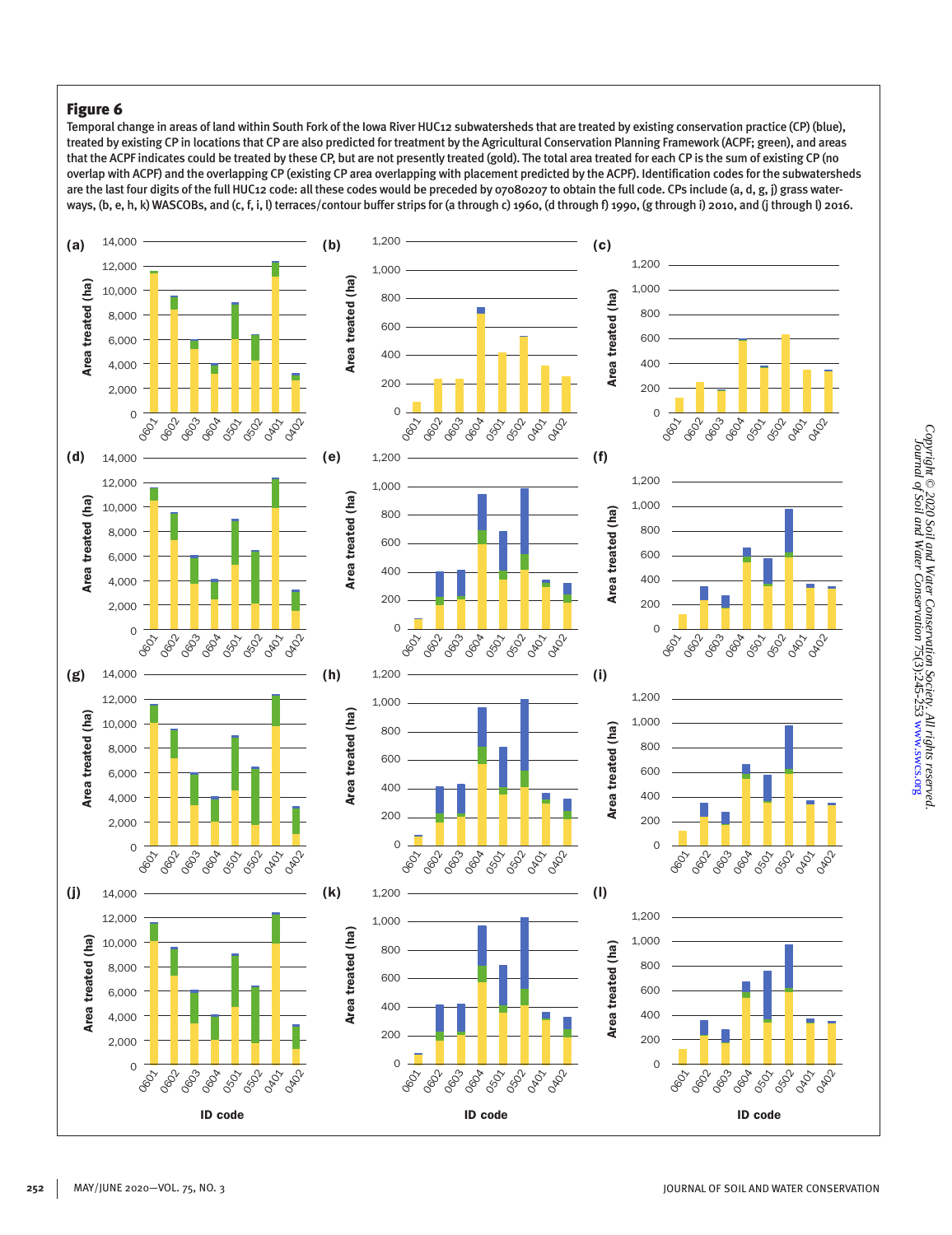**Figure 6**

Temporal change in areas of land within South Fork of the Iowa River HUC12 subwatersheds that are treated by existing conservation practice (CP) (blue), treated by existing CP in locations that CP are also predicted for treatment by the Agricultural Conservation Planning Framework (ACPF; green), and areas that the ACPF indicates could be treated by these CP, but are not presently treated (gold). The total area treated for each CP is the sum of existing CP (no overlap with ACPF) and the overlapping CP (existing CP area overlapping with placement predicted by the ACPF). Identification codes for the subwatersheds are the last four digits of the full HUC12 code: all these codes would be preceded by 07080207 to obtain the full code. CPs include (a, d, g, j) grass waterways, (b, e, h, k) WASCOBs, and (c, f, i, l) terraces/contour buffer strips for (a through c) 1960, (d through f) 1990, (g through i) 2010, and (j through l) 2016.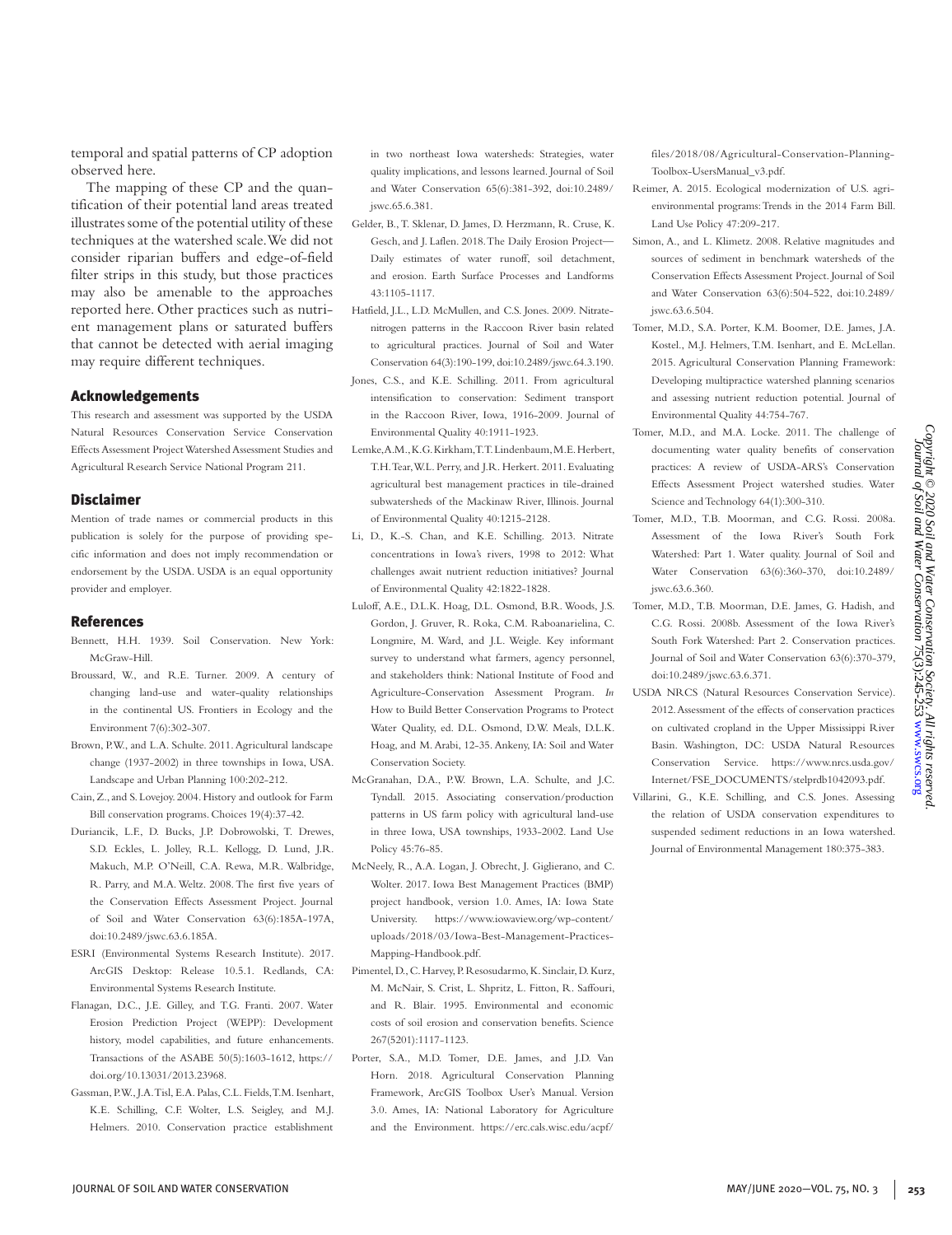temporal and spatial patterns of CP adoption observed here.

The mapping of these CP and the quantification of their potential land areas treated illustrates some of the potential utility of these techniques at the watershed scale. We did not consider riparian buffers and edge-of-field filter strips in this study, but those practices may also be amenable to the approaches reported here. Other practices such as nutrient management plans or saturated buffers that cannot be detected with aerial imaging may require different techniques.

## Acknowledgements

This research and assessment was supported by the USDA Natural Resources Conservation Service Conservation Effects Assessment Project Watershed Assessment Studies and Agricultural Research Service National Program 211.

## Disclaimer

Mention of trade names or commercial products in this publication is solely for the purpose of providing specific information and does not imply recommendation or endorsement by the USDA. USDA is an equal opportunity provider and employer.

## References

Bennett, H.H. 1939. Soil Conservation. New York: McGraw-Hill.

Broussard, W., and R.E. Turner. 2009. A century of changing land-use and water-quality relationships in the continental US. Frontiers in Ecology and the Environment 7(6):302-307.

Brown, P.W., and L.A. Schulte. 2011. Agricultural landscape change (1937-2002) in three townships in Iowa, USA. Landscape and Urban Planning 100:202-212.

Cain, Z., and S. Lovejoy. 2004. History and outlook for Farm Bill conservation programs. Choices 19(4):37-42.

Duriancik, L.F., D. Bucks, J.P. Dobrowolski, T. Drewes, S.D. Eckles, L. Jolley, R.L. Kellogg, D. Lund, J.R. Makuch, M.P. O'Neill, C.A. Rewa, M.R. Walbridge, R. Parry, and M.A. Weltz. 2008. The first five years of the Conservation Effects Assessment Project. Journal of Soil and Water Conservation 63(6):185A-197A, doi:10.2489/jswc.63.6.185A.

ESRI (Environmental Systems Research Institute). 2017. ArcGIS Desktop: Release 10.5.1. Redlands, CA: Environmental Systems Research Institute.

Flanagan, D.C., J.E. Gilley, and T.G. Franti. 2007. Water Erosion Prediction Project (WEPP): Development history, model capabilities, and future enhancements. Transactions of the ASABE 50(5):1603-1612, https://doi.org/10.13031/2013.23968.

Gassman, P.W., J.A. Tisl, E.A. Palas, C.L. Fields, T.M. Isenhart, K.E. Schilling, C.F. Wolter, L.S. Seigley, and M.J. Helmers. 2010. Conservation practice establishment in two northeast Iowa watersheds: Strategies, water quality implications, and lessons learned. Journal of Soil and Water Conservation 65(6):381-392, doi:10.2489/jswc.65.6.381.

Gelder, B., T. Sklenar, D. James, D. Herzmann, R. Cruse, K. Gesch, and J. Laflen. 2018. The Daily Erosion Project—Daily estimates of water runoff, soil detachment, and erosion. Earth Surface Processes and Landforms 43:1105-1117.

Hatfield, J.L., L.D. McMullen, and C.S. Jones. 2009. Nitrate-nitrogen patterns in the Raccoon River basin related to agricultural practices. Journal of Soil and Water Conservation 64(3):190-199, doi:10.2489/jswc.64.3.190.

Jones, C.S., and K.E. Schilling. 2011. From agricultural intensification to conservation: Sediment transport in the Raccoon River, Iowa, 1916-2009. Journal of Environmental Quality 40:1911-1923.

Lemke, A.M., K.G. Kirkham, T.T. Lindenbaum, M.E. Herbert, T.H. Tear, W.L. Perry, and J.R. Herkert. 2011. Evaluating agricultural best management practices in tile-drained subwatersheds of the Mackinaw River, Illinois. Journal of Environmental Quality 40:1215-2128.

Li, D., K.-S. Chan, and K.E. Schilling. 2013. Nitrate concentrations in Iowa's rivers, 1998 to 2012: What challenges await nutrient reduction initiatives? Journal of Environmental Quality 42:1822-1828.

Luloff, A.E., D.L.K. Hoag, D.L. Osmond, B.R. Woods, J.S. Gordon, J. Gruver, R. Roka, C.M. Raboanarielina, C. Longmire, M. Ward, and J.L. Weigle. Key informant survey to understand what farmers, agency personnel, and stakeholders think: National Institute of Food and Agriculture-Conservation Assessment Program. *In* How to Build Better Conservation Programs to Protect Water Quality, ed. D.L. Osmond, D.W. Meals, D.L.K. Hoag, and M. Arabi, 12-35. Ankeny, IA: Soil and Water Conservation Society.

McGranahan, D.A., P.W. Brown, L.A. Schulte, and J.C. Tyndall. 2015. Associating conservation/production patterns in US farm policy with agricultural land-use in three Iowa, USA townships, 1933-2002. Land Use Policy 45:76-85.

McNeely, R., A.A. Logan, J. Obrecht, J. Giglierano, and C. Wolter. 2017. Iowa Best Management Practices (BMP) project handbook, version 1.0. Ames, IA: Iowa State University. https://www.iowaview.org/wp-content/uploads/2018/03/Iowa-Best-Management-Practices-Mapping-Handbook.pdf.

Pimentel, D., C. Harvey, P. Resosudarmo, K. Sinclair, D. Kurz, M. McNair, S. Crist, L. Shpritz, L. Fitton, R. Saffouri, and R. Blair. 1995. Environmental and economic costs of soil erosion and conservation benefits. Science 267(5201):1117-1123.

Porter, S.A., M.D. Tomer, D.E. James, and J.D. Van Horn. 2018. Agricultural Conservation Planning Framework, ArcGIS Toolbox User's Manual. Version 3.0. Ames, IA: National Laboratory for Agriculture and the Environment. https://erc.cals.wisc.edu/acpf/files/2018/08/Agricultural-Conservation-Planning-Toolbox-UsersManual_v3.pdf.

Reimer, A. 2015. Ecological modernization of U.S. agri-environmental programs: Trends in the 2014 Farm Bill. Land Use Policy 47:209-217.

Simon, A., and L. Klimetz. 2008. Relative magnitudes and sources of sediment in benchmark watersheds of the Conservation Effects Assessment Project. Journal of Soil and Water Conservation 63(6):504-522, doi:10.2489/jswc.63.6.504.

Tomer, M.D., S.A. Porter, K.M. Boomer, D.E. James, J.A. Kostel., M.J. Helmers, T.M. Isenhart, and E. McLellan. 2015. Agricultural Conservation Planning Framework: Developing multipractice watershed planning scenarios and assessing nutrient reduction potential. Journal of Environmental Quality 44:754-767.

Tomer, M.D., and M.A. Locke. 2011. The challenge of documenting water quality benefits of conservation practices: A review of USDA-ARS's Conservation Effects Assessment Project watershed studies. Water Science and Technology 64(1):300-310.

Tomer, M.D., T.B. Moorman, and C.G. Rossi. 2008a. Assessment of the Iowa River's South Fork Watershed: Part 1. Water quality. Journal of Soil and Water Conservation 63(6):360-370, doi:10.2489/jswc.63.6.360.

Tomer, M.D., T.B. Moorman, D.E. James, G. Hadish, and C.G. Rossi. 2008b. Assessment of the Iowa River's South Fork Watershed: Part 2. Conservation practices. Journal of Soil and Water Conservation 63(6):370-379, doi:10.2489/jswc.63.6.371.

USDA NRCS (Natural Resources Conservation Service). 2012. Assessment of the effects of conservation practices on cultivated cropland in the Upper Mississippi River Basin. Washington, DC: USDA Natural Resources Conservation Service. https://www.nrcs.usda.gov/Internet/FSE_DOCUMENTS/stelprdb1042093.pdf.

Villarini, G., K.E. Schilling, and C.S. Jones. Assessing the relation of USDA conservation expenditures to suspended sediment reductions in an Iowa watershed. Journal of Environmental Management 180:375-383.